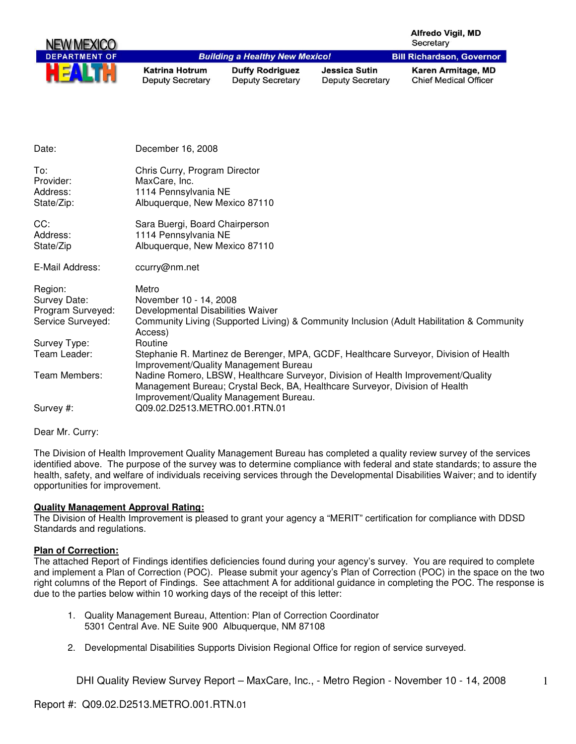NEW MEXICO DEPARTMENT OF HEALTH

*Building a Healthy New Mexico!*

Alfredo Vigil, MD
Secretary

Bill Richardson, Governor

Katrina Hotrum
Deputy Secretary

Duffy Rodriguez
Deputy Secretary

Jessica Sutin
Deputy Secretary

Karen Armitage, MD
Chief Medical Officer

| | |
|---|---|
| Date: | December 16, 2008 |
| To: | Chris Curry, Program Director |
| Provider: | MaxCare, Inc. |
| Address: | 1114 Pennsylvania NE |
| State/Zip: | Albuquerque, New Mexico 87110 |
| CC: | Sara Buergi, Board Chairperson |
| Address: | 1114 Pennsylvania NE |
| State/Zip | Albuquerque, New Mexico 87110 |
| E-Mail Address: | ccurry@nm.net |
| Region: | Metro |
| Survey Date: | November 10 - 14, 2008 |
| Program Surveyed: | Developmental Disabilities Waiver |
| Service Surveyed: | Community Living (Supported Living) & Community Inclusion (Adult Habilitation & Community Access) |
| Survey Type: | Routine |
| Team Leader: | Stephanie R. Martinez de Berenger, MPA, GCDF, Healthcare Surveyor, Division of Health Improvement/Quality Management Bureau |
| Team Members: | Nadine Romero, LBSW, Healthcare Surveyor, Division of Health Improvement/Quality Management Bureau; Crystal Beck, BA, Healthcare Surveyor, Division of Health Improvement/Quality Management Bureau. |
| Survey #: | Q09.02.D2513.METRO.001.RTN.01 |

Dear Mr. Curry:

The Division of Health Improvement Quality Management Bureau has completed a quality review survey of the services identified above. The purpose of the survey was to determine compliance with federal and state standards; to assure the health, safety, and welfare of individuals receiving services through the Developmental Disabilities Waiver; and to identify opportunities for improvement.

**Quality Management Approval Rating:**

The Division of Health Improvement is pleased to grant your agency a "MERIT" certification for compliance with DDSD Standards and regulations.

**Plan of Correction:**

The attached Report of Findings identifies deficiencies found during your agency's survey. You are required to complete and implement a Plan of Correction (POC). Please submit your agency's Plan of Correction (POC) in the space on the two right columns of the Report of Findings. See attachment A for additional guidance in completing the POC. The response is due to the parties below within 10 working days of the receipt of this letter:

1. Quality Management Bureau, Attention: Plan of Correction Coordinator
   5301 Central Ave. NE Suite 900 Albuquerque, NM 87108

2. Developmental Disabilities Supports Division Regional Office for region of service surveyed.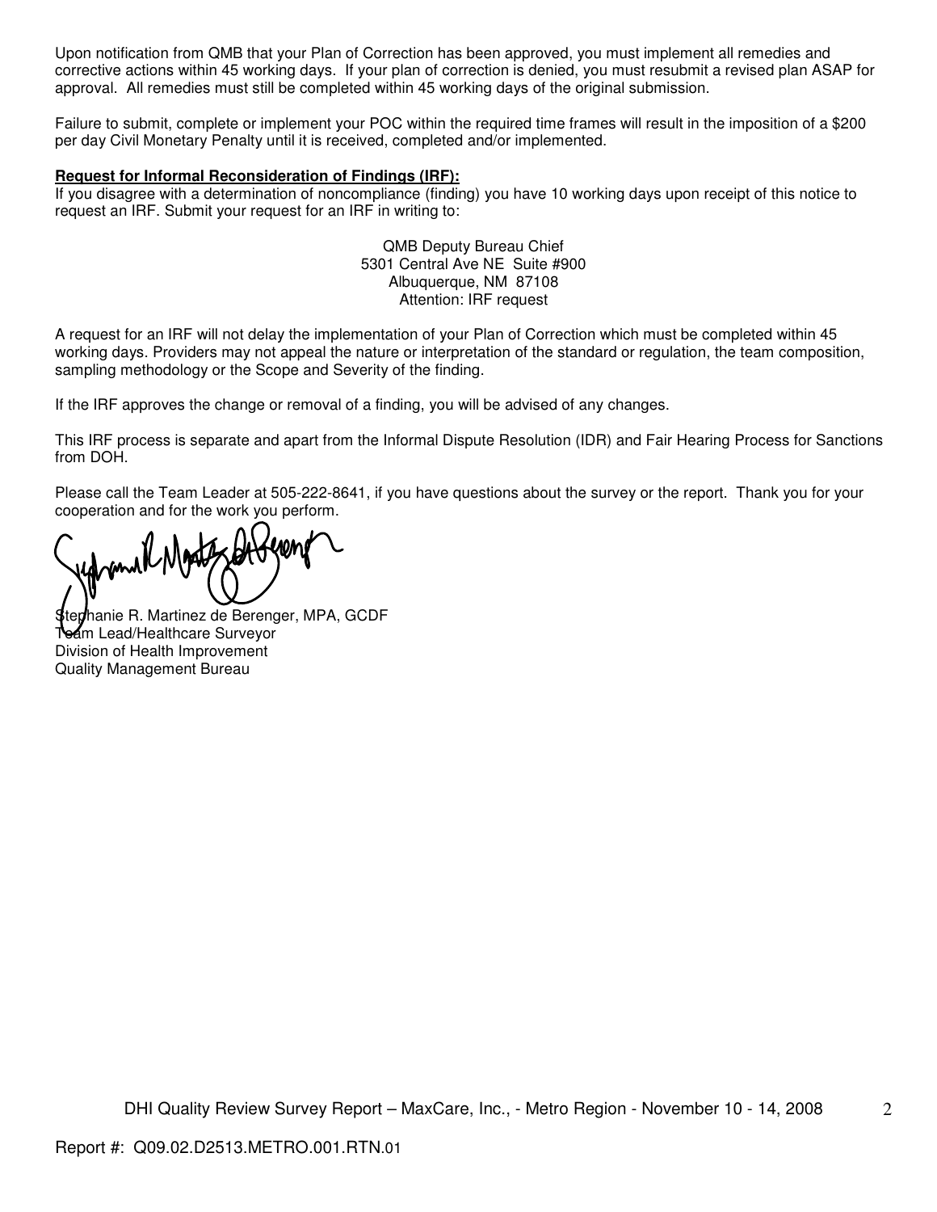Upon notification from QMB that your Plan of Correction has been approved, you must implement all remedies and corrective actions within 45 working days. If your plan of correction is denied, you must resubmit a revised plan ASAP for approval. All remedies must still be completed within 45 working days of the original submission.

Failure to submit, complete or implement your POC within the required time frames will result in the imposition of a $200 per day Civil Monetary Penalty until it is received, completed and/or implemented.

**Request for Informal Reconsideration of Findings (IRF):**

If you disagree with a determination of noncompliance (finding) you have 10 working days upon receipt of this notice to request an IRF. Submit your request for an IRF in writing to:

QMB Deputy Bureau Chief
5301 Central Ave NE Suite #900
Albuquerque, NM 87108
Attention: IRF request

A request for an IRF will not delay the implementation of your Plan of Correction which must be completed within 45 working days. Providers may not appeal the nature or interpretation of the standard or regulation, the team composition, sampling methodology or the Scope and Severity of the finding.

If the IRF approves the change or removal of a finding, you will be advised of any changes.

This IRF process is separate and apart from the Informal Dispute Resolution (IDR) and Fair Hearing Process for Sanctions from DOH.

Please call the Team Leader at 505-222-8641, if you have questions about the survey or the report. Thank you for your cooperation and for the work you perform.

Stephanie R. Martinez de Berenger, MPA, GCDF
Team Lead/Healthcare Surveyor
Division of Health Improvement
Quality Management Bureau

DHI Quality Review Survey Report – MaxCare, Inc., - Metro Region - November 10 - 14, 2008

Report #: Q09.02.D2513.METRO.001.RTN.01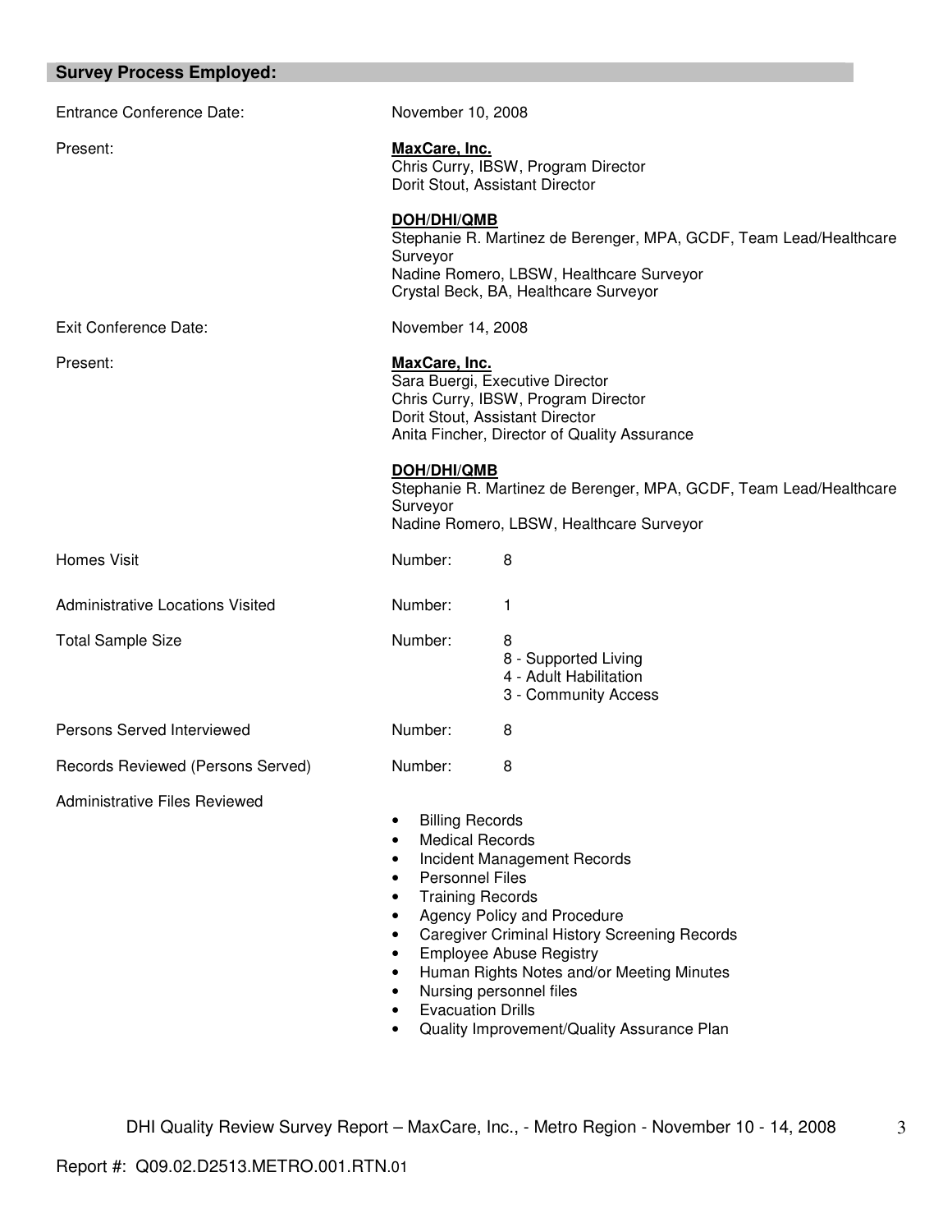## Survey Process Employed:

| | | |
|---|---|---|
| Entrance Conference Date: | November 10, 2008 | |
| Present: | **MaxCare, Inc.**<br>Chris Curry, IBSW, Program Director<br>Dorit Stout, Assistant Director<br><br>**DOH/DHI/QMB**<br>Stephanie R. Martinez de Berenger, MPA, GCDF, Team Lead/Healthcare Surveyor<br>Nadine Romero, LBSW, Healthcare Surveyor<br>Crystal Beck, BA, Healthcare Surveyor | |
| Exit Conference Date: | November 14, 2008 | |
| Present: | **MaxCare, Inc.**<br>Sara Buergi, Executive Director<br>Chris Curry, IBSW, Program Director<br>Dorit Stout, Assistant Director<br>Anita Fincher, Director of Quality Assurance<br><br>**DOH/DHI/QMB**<br>Stephanie R. Martinez de Berenger, MPA, GCDF, Team Lead/Healthcare Surveyor<br>Nadine Romero, LBSW, Healthcare Surveyor | |
| Homes Visit | Number: | 8 |
| Administrative Locations Visited | Number: | 1 |
| Total Sample Size | Number: | 8<br>8 - Supported Living<br>4 - Adult Habilitation<br>3 - Community Access |
| Persons Served Interviewed | Number: | 8 |
| Records Reviewed (Persons Served) | Number: | 8 |

Administrative Files Reviewed

- Billing Records
- Medical Records
- Incident Management Records
- Personnel Files
- Training Records
- Agency Policy and Procedure
- Caregiver Criminal History Screening Records
- Employee Abuse Registry
- Human Rights Notes and/or Meeting Minutes
- Nursing personnel files
- Evacuation Drills
- Quality Improvement/Quality Assurance Plan

Report #: Q09.02.D2513.METRO.001.RTN.01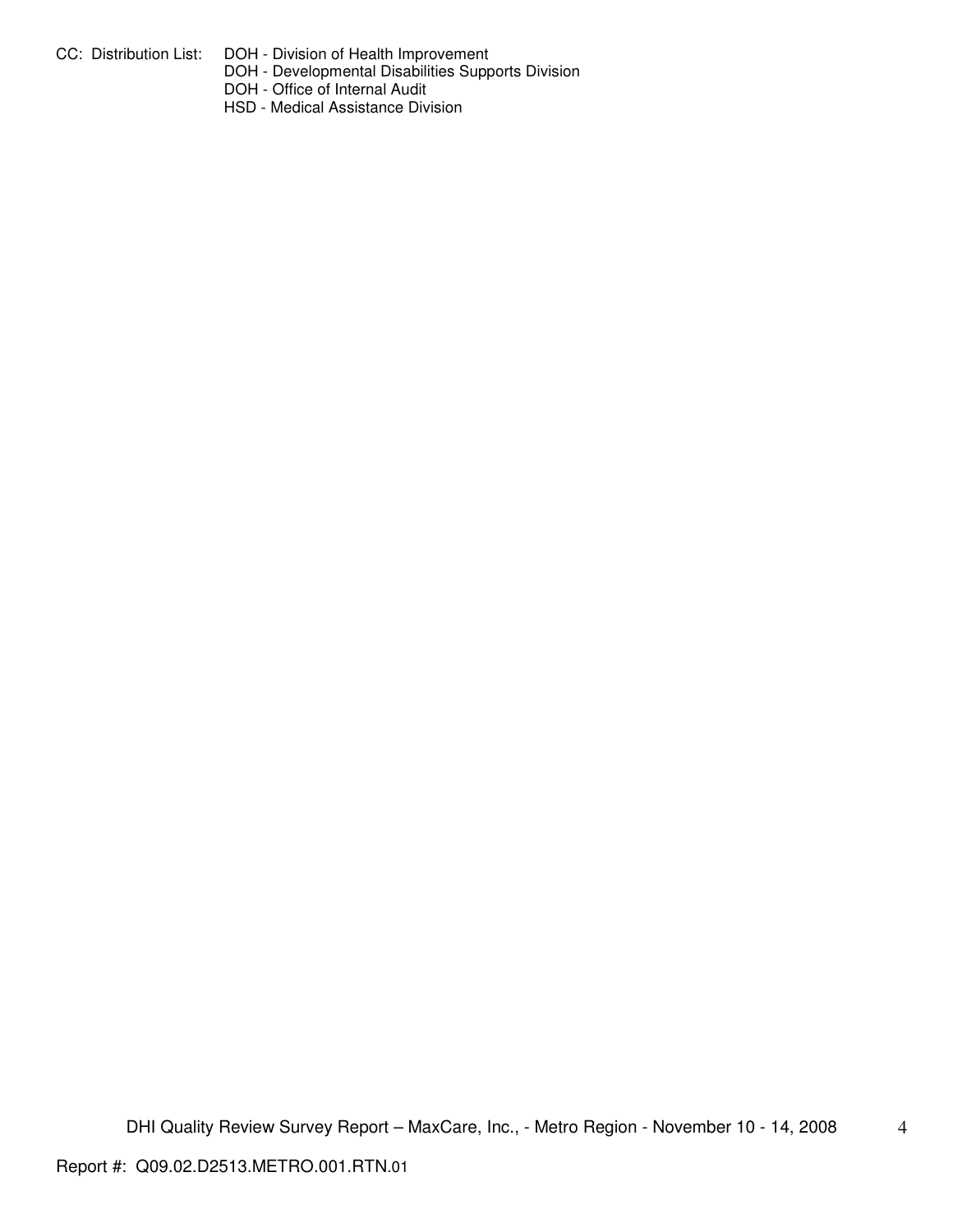CC: Distribution List:
- DOH - Division of Health Improvement
- DOH - Developmental Disabilities Supports Division
- DOH - Office of Internal Audit
- HSD - Medical Assistance Division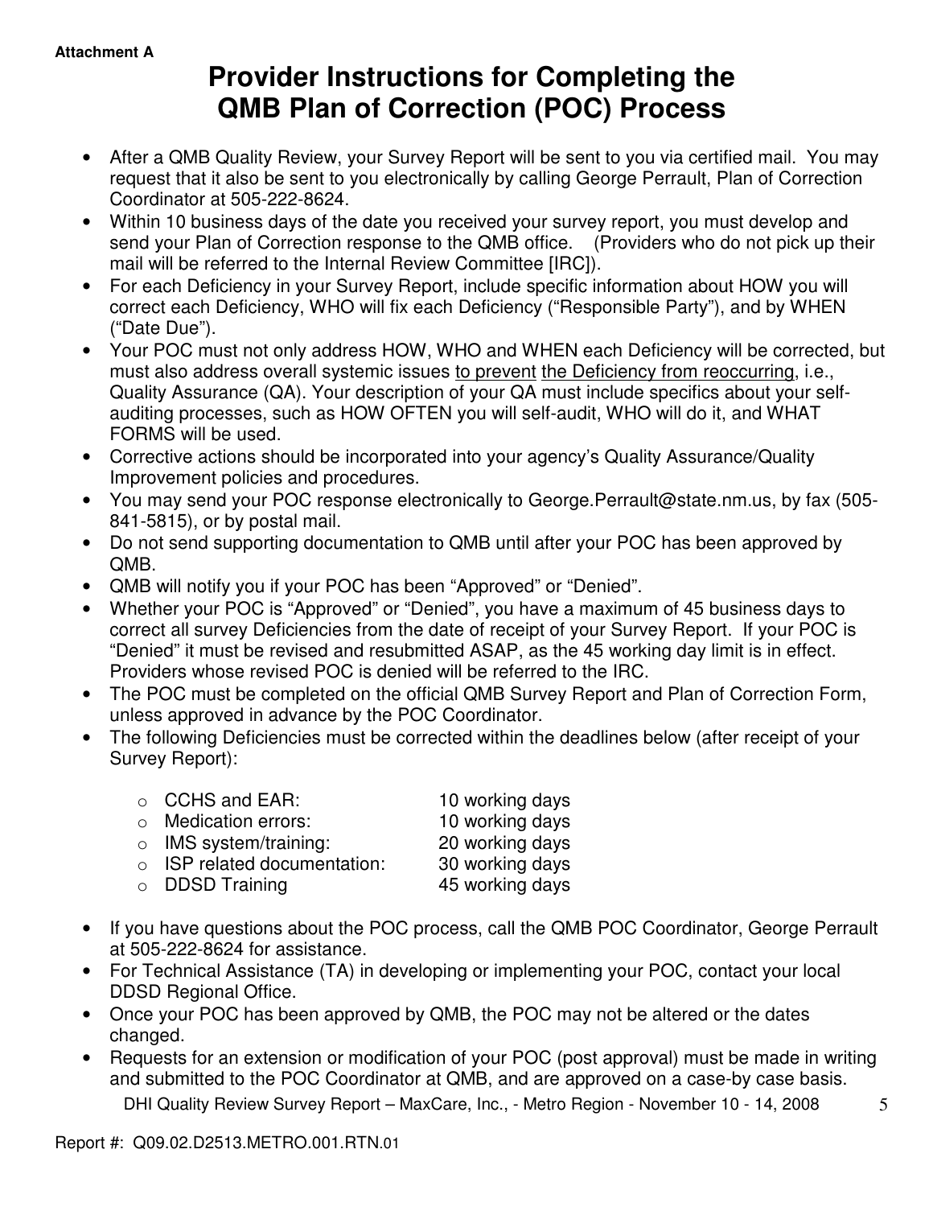**Attachment A**

# Provider Instructions for Completing the QMB Plan of Correction (POC) Process

- After a QMB Quality Review, your Survey Report will be sent to you via certified mail. You may request that it also be sent to you electronically by calling George Perrault, Plan of Correction Coordinator at 505-222-8624.
- Within 10 business days of the date you received your survey report, you must develop and send your Plan of Correction response to the QMB office. (Providers who do not pick up their mail will be referred to the Internal Review Committee [IRC]).
- For each Deficiency in your Survey Report, include specific information about HOW you will correct each Deficiency, WHO will fix each Deficiency ("Responsible Party"), and by WHEN ("Date Due").
- Your POC must not only address HOW, WHO and WHEN each Deficiency will be corrected, but must also address overall systemic issues <u>to prevent</u> <u>the Deficiency from reoccurring</u>, i.e., Quality Assurance (QA). Your description of your QA must include specifics about your self-auditing processes, such as HOW OFTEN you will self-audit, WHO will do it, and WHAT FORMS will be used.
- Corrective actions should be incorporated into your agency's Quality Assurance/Quality Improvement policies and procedures.
- You may send your POC response electronically to George.Perrault@state.nm.us, by fax (505-841-5815), or by postal mail.
- Do not send supporting documentation to QMB until after your POC has been approved by QMB.
- QMB will notify you if your POC has been "Approved" or "Denied".
- Whether your POC is "Approved" or "Denied", you have a maximum of 45 business days to correct all survey Deficiencies from the date of receipt of your Survey Report. If your POC is "Denied" it must be revised and resubmitted ASAP, as the 45 working day limit is in effect. Providers whose revised POC is denied will be referred to the IRC.
- The POC must be completed on the official QMB Survey Report and Plan of Correction Form, unless approved in advance by the POC Coordinator.
- The following Deficiencies must be corrected within the deadlines below (after receipt of your Survey Report):
  - CCHS and EAR: 10 working days
  - Medication errors: 10 working days
  - IMS system/training: 20 working days
  - ISP related documentation: 30 working days
  - DDSD Training 45 working days
- If you have questions about the POC process, call the QMB POC Coordinator, George Perrault at 505-222-8624 for assistance.
- For Technical Assistance (TA) in developing or implementing your POC, contact your local DDSD Regional Office.
- Once your POC has been approved by QMB, the POC may not be altered or the dates changed.
- Requests for an extension or modification of your POC (post approval) must be made in writing and submitted to the POC Coordinator at QMB, and are approved on a case-by case basis.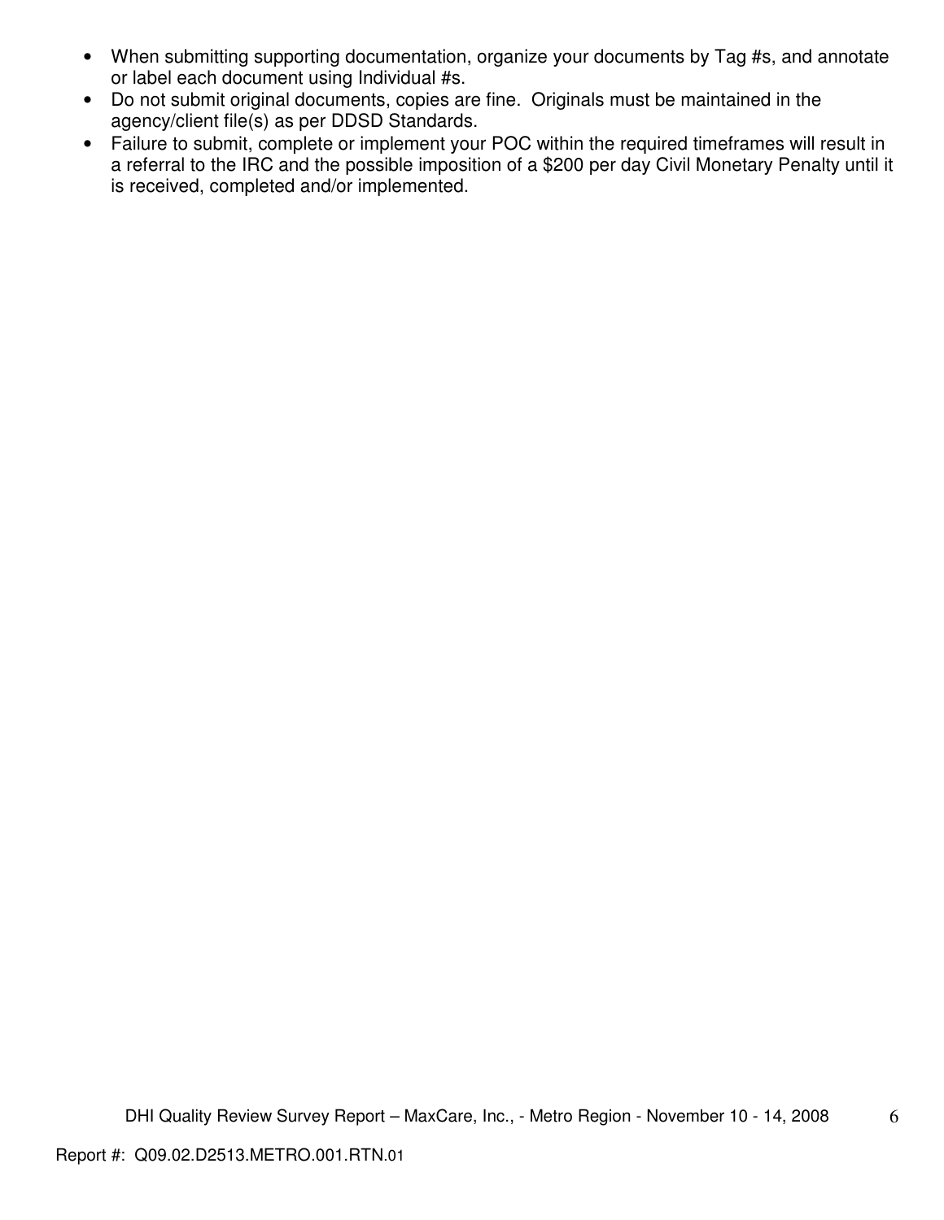- When submitting supporting documentation, organize your documents by Tag #s, and annotate or label each document using Individual #s.
- Do not submit original documents, copies are fine. Originals must be maintained in the agency/client file(s) as per DDSD Standards.
- Failure to submit, complete or implement your POC within the required timeframes will result in a referral to the IRC and the possible imposition of a $200 per day Civil Monetary Penalty until it is received, completed and/or implemented.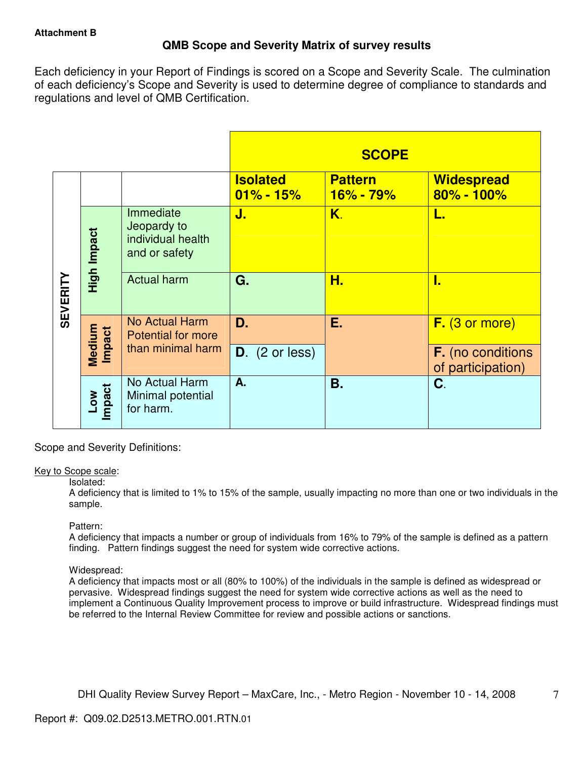**Attachment B**

## QMB Scope and Severity Matrix of survey results

Each deficiency in your Report of Findings is scored on a Scope and Severity Scale. The culmination of each deficiency's Scope and Severity is used to determine degree of compliance to standards and regulations and level of QMB Certification.

| SEVERITY | | | SCOPE | | |
|---|---|---|---|---|---|
| | | | **Isolated 01% - 15%** | **Pattern 16% - 79%** | **Widespread 80% - 100%** |
| | **High Impact** | Immediate Jeopardy to individual health and or safety | **J.** | **K.** | **L.** |
| | **High Impact** | Actual harm | **G.** | **H.** | **I.** |
| | **Medium Impact** | No Actual Harm Potential for more than minimal harm | **D.** | **E.** | **F.** (3 or more) |
| | **Medium Impact** | | **D.** (2 or less) | | **F.** (no conditions of participation) |
| | **Low Impact** | No Actual Harm Minimal potential for harm. | **A.** | **B.** | **C.** |

Scope and Severity Definitions:

Key to Scope scale:

Isolated:
A deficiency that is limited to 1% to 15% of the sample, usually impacting no more than one or two individuals in the sample.

Pattern:
A deficiency that impacts a number or group of individuals from 16% to 79% of the sample is defined as a pattern finding. Pattern findings suggest the need for system wide corrective actions.

Widespread:
A deficiency that impacts most or all (80% to 100%) of the individuals in the sample is defined as widespread or pervasive. Widespread findings suggest the need for system wide corrective actions as well as the need to implement a Continuous Quality Improvement process to improve or build infrastructure. Widespread findings must be referred to the Internal Review Committee for review and possible actions or sanctions.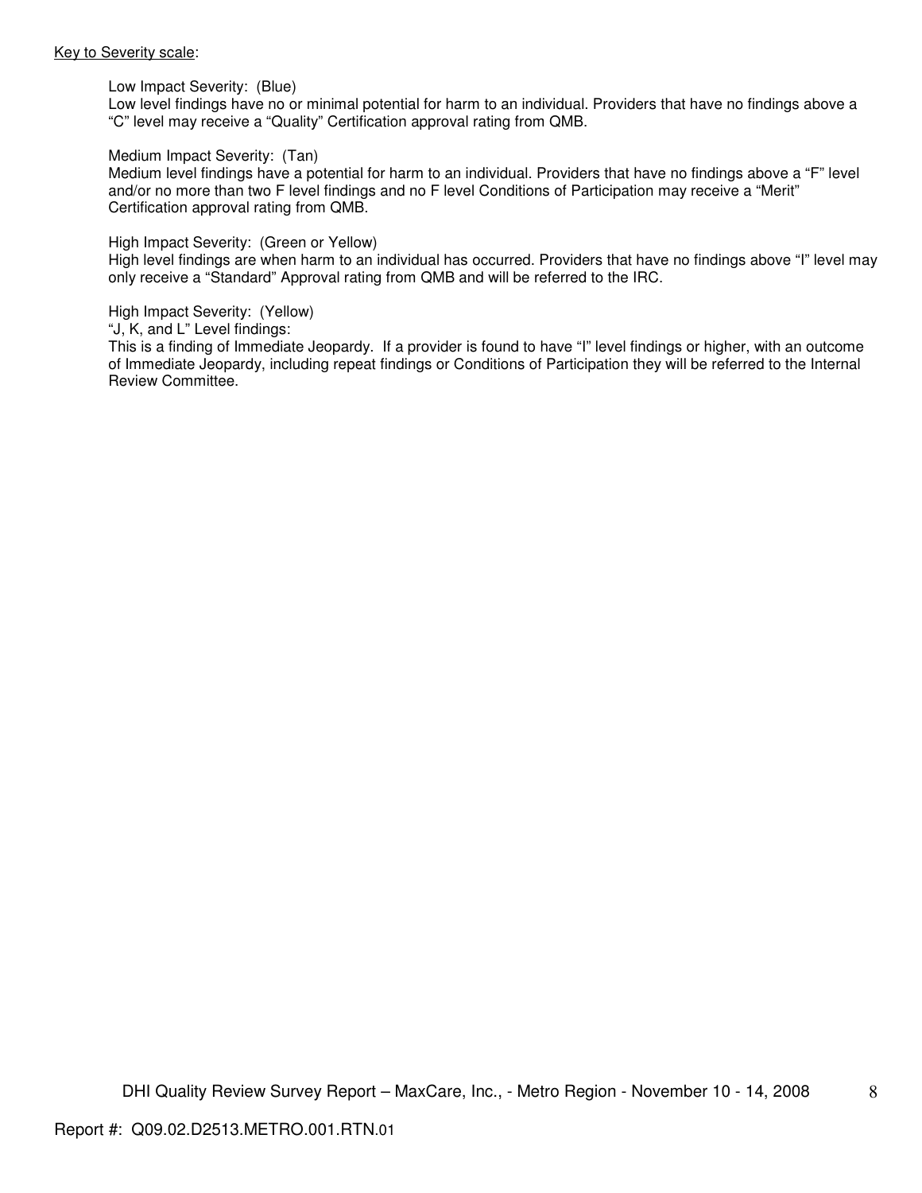<u>Key to Severity scale</u>:

Low Impact Severity: (Blue)
Low level findings have no or minimal potential for harm to an individual. Providers that have no findings above a "C" level may receive a "Quality" Certification approval rating from QMB.

Medium Impact Severity: (Tan)
Medium level findings have a potential for harm to an individual. Providers that have no findings above a "F" level and/or no more than two F level findings and no F level Conditions of Participation may receive a "Merit" Certification approval rating from QMB.

High Impact Severity: (Green or Yellow)
High level findings are when harm to an individual has occurred. Providers that have no findings above "I" level may only receive a "Standard" Approval rating from QMB and will be referred to the IRC.

High Impact Severity: (Yellow)
"J, K, and L" Level findings:
This is a finding of Immediate Jeopardy. If a provider is found to have "I" level findings or higher, with an outcome of Immediate Jeopardy, including repeat findings or Conditions of Participation they will be referred to the Internal Review Committee.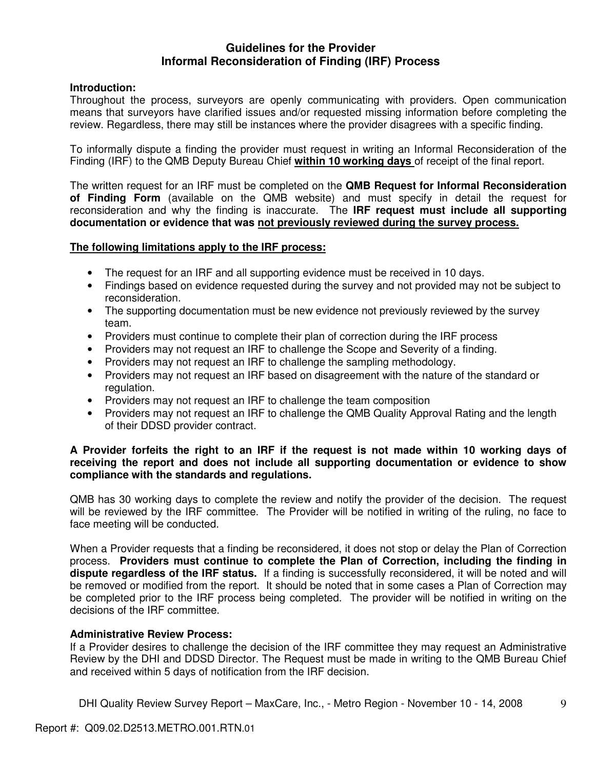# Guidelines for the Provider
# Informal Reconsideration of Finding (IRF) Process

**Introduction:**
Throughout the process, surveyors are openly communicating with providers. Open communication means that surveyors have clarified issues and/or requested missing information before completing the review. Regardless, there may still be instances where the provider disagrees with a specific finding.

To informally dispute a finding the provider must request in writing an Informal Reconsideration of the Finding (IRF) to the QMB Deputy Bureau Chief **<u>within 10 working days</u>** of receipt of the final report.

The written request for an IRF must be completed on the **QMB Request for Informal Reconsideration of Finding Form** (available on the QMB website) and must specify in detail the request for reconsideration and why the finding is inaccurate. The **IRF request must include all supporting documentation or evidence that was <u>not previously reviewed during the survey process.</u>**

**<u>The following limitations apply to the IRF process:</u>**

- The request for an IRF and all supporting evidence must be received in 10 days.
- Findings based on evidence requested during the survey and not provided may not be subject to reconsideration.
- The supporting documentation must be new evidence not previously reviewed by the survey team.
- Providers must continue to complete their plan of correction during the IRF process
- Providers may not request an IRF to challenge the Scope and Severity of a finding.
- Providers may not request an IRF to challenge the sampling methodology.
- Providers may not request an IRF based on disagreement with the nature of the standard or regulation.
- Providers may not request an IRF to challenge the team composition
- Providers may not request an IRF to challenge the QMB Quality Approval Rating and the length of their DDSD provider contract.

**A Provider forfeits the right to an IRF if the request is not made within 10 working days of receiving the report and does not include all supporting documentation or evidence to show compliance with the standards and regulations.**

QMB has 30 working days to complete the review and notify the provider of the decision. The request will be reviewed by the IRF committee. The Provider will be notified in writing of the ruling, no face to face meeting will be conducted.

When a Provider requests that a finding be reconsidered, it does not stop or delay the Plan of Correction process. **Providers must continue to complete the Plan of Correction, including the finding in dispute regardless of the IRF status.** If a finding is successfully reconsidered, it will be noted and will be removed or modified from the report. It should be noted that in some cases a Plan of Correction may be completed prior to the IRF process being completed. The provider will be notified in writing on the decisions of the IRF committee.

**Administrative Review Process:**
If a Provider desires to challenge the decision of the IRF committee they may request an Administrative Review by the DHI and DDSD Director. The Request must be made in writing to the QMB Bureau Chief and received within 5 days of notification from the IRF decision.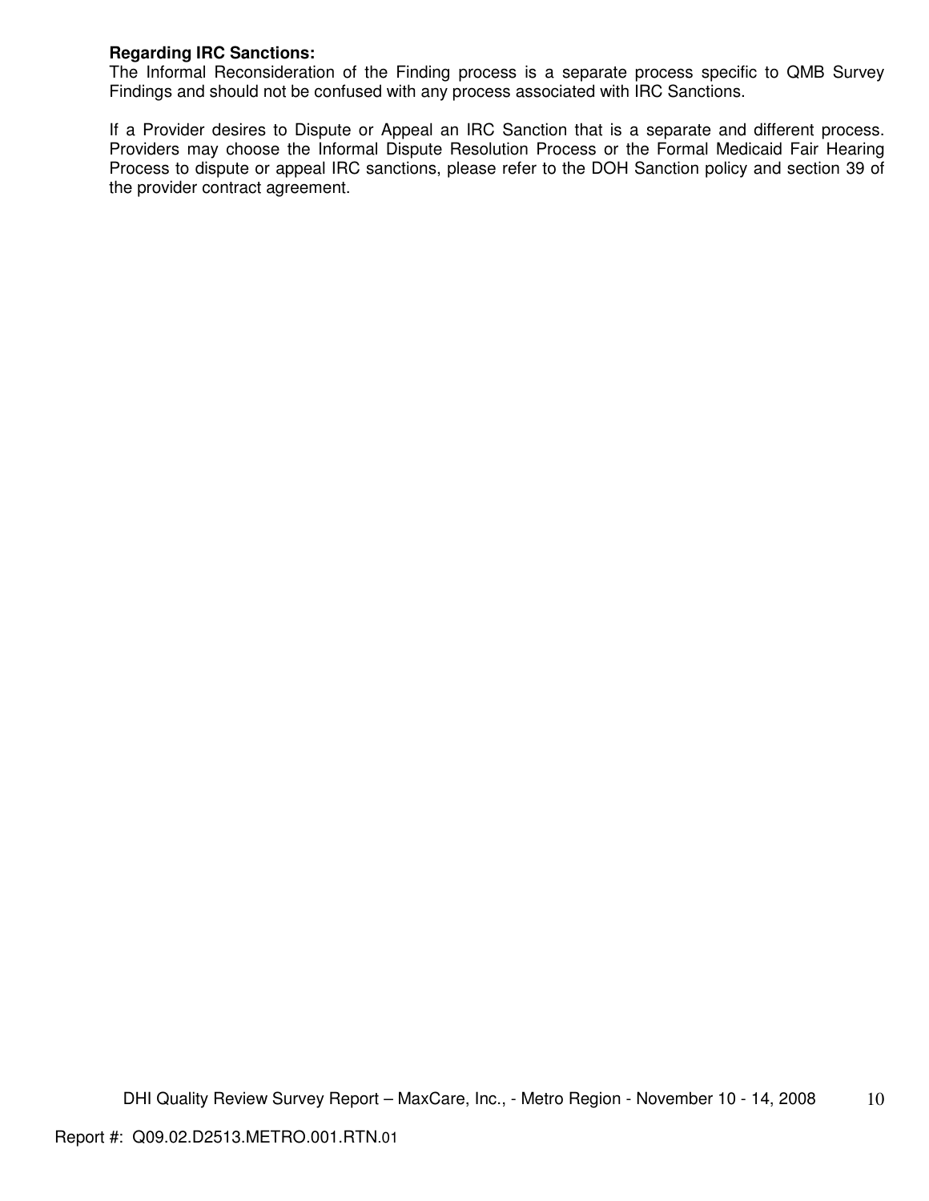**Regarding IRC Sanctions:**
The Informal Reconsideration of the Finding process is a separate process specific to QMB Survey Findings and should not be confused with any process associated with IRC Sanctions.

If a Provider desires to Dispute or Appeal an IRC Sanction that is a separate and different process. Providers may choose the Informal Dispute Resolution Process or the Formal Medicaid Fair Hearing Process to dispute or appeal IRC sanctions, please refer to the DOH Sanction policy and section 39 of the provider contract agreement.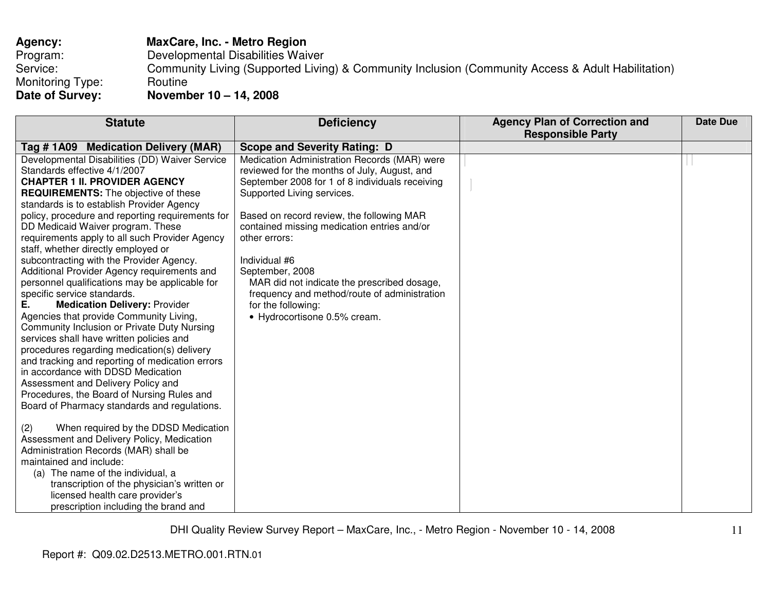**Agency:** **MaxCare, Inc. - Metro Region**
Program: Developmental Disabilities Waiver
Service: Community Living (Supported Living) & Community Inclusion (Community Access & Adult Habilitation)
Monitoring Type: Routine
**Date of Survey:** **November 10 – 14, 2008**

| Statute | Deficiency | Agency Plan of Correction and Responsible Party | Date Due |
|---|---|---|---|
| **Tag # 1A09 Medication Delivery (MAR)** | **Scope and Severity Rating: D** | | |
| Developmental Disabilities (DD) Waiver Service Standards effective 4/1/2007<br>**CHAPTER 1 II. PROVIDER AGENCY REQUIREMENTS:** The objective of these standards is to establish Provider Agency policy, procedure and reporting requirements for DD Medicaid Waiver program. These requirements apply to all such Provider Agency staff, whether directly employed or subcontracting with the Provider Agency. Additional Provider Agency requirements and personnel qualifications may be applicable for specific service standards.<br>**E. Medication Delivery:** Provider Agencies that provide Community Living, Community Inclusion or Private Duty Nursing services shall have written policies and procedures regarding medication(s) delivery and tracking and reporting of medication errors in accordance with DDSD Medication Assessment and Delivery Policy and Procedures, the Board of Nursing Rules and Board of Pharmacy standards and regulations.<br><br>(2) When required by the DDSD Medication Assessment and Delivery Policy, Medication Administration Records (MAR) shall be maintained and include:<br>(a) The name of the individual, a transcription of the physician's written or licensed health care provider's prescription including the brand and | Medication Administration Records (MAR) were reviewed for the months of July, August, and September 2008 for 1 of 8 individuals receiving Supported Living services.<br><br>Based on record review, the following MAR contained missing medication entries and/or other errors:<br><br>Individual #6<br>September, 2008<br>MAR did not indicate the prescribed dosage, frequency and method/route of administration for the following:<br>• Hydrocortisone 0.5% cream. | | |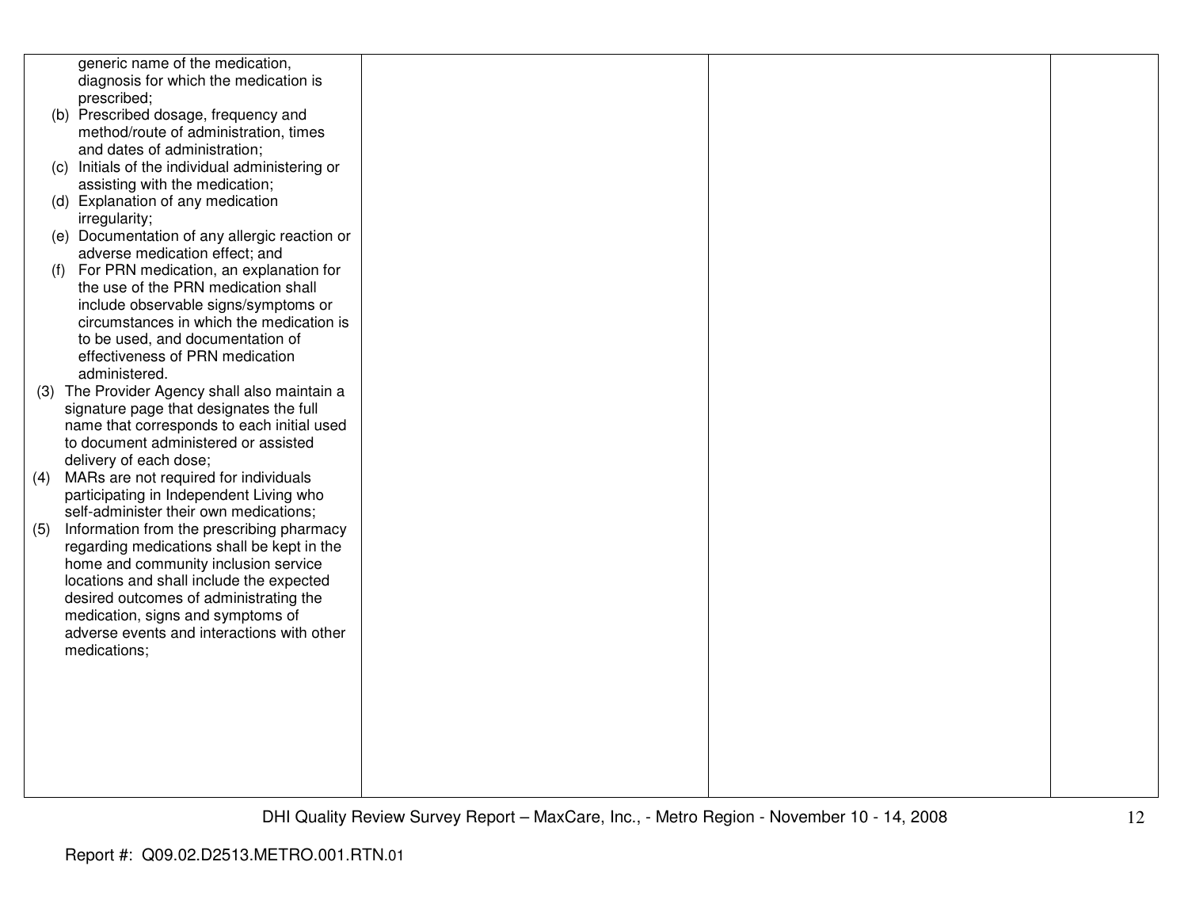| | | | |
|---|---|---|---|
| generic name of the medication, diagnosis for which the medication is prescribed;<br>(b) Prescribed dosage, frequency and method/route of administration, times and dates of administration;<br>(c) Initials of the individual administering or assisting with the medication;<br>(d) Explanation of any medication irregularity;<br>(e) Documentation of any allergic reaction or adverse medication effect; and<br>(f) For PRN medication, an explanation for the use of the PRN medication shall include observable signs/symptoms or circumstances in which the medication is to be used, and documentation of effectiveness of PRN medication administered.<br>(3) The Provider Agency shall also maintain a signature page that designates the full name that corresponds to each initial used to document administered or assisted delivery of each dose;<br>(4) MARs are not required for individuals participating in Independent Living who self-administer their own medications;<br>(5) Information from the prescribing pharmacy regarding medications shall be kept in the home and community inclusion service locations and shall include the expected desired outcomes of administrating the medication, signs and symptoms of adverse events and interactions with other medications; | | | |

Report #: Q09.02.D2513.METRO.001.RTN.01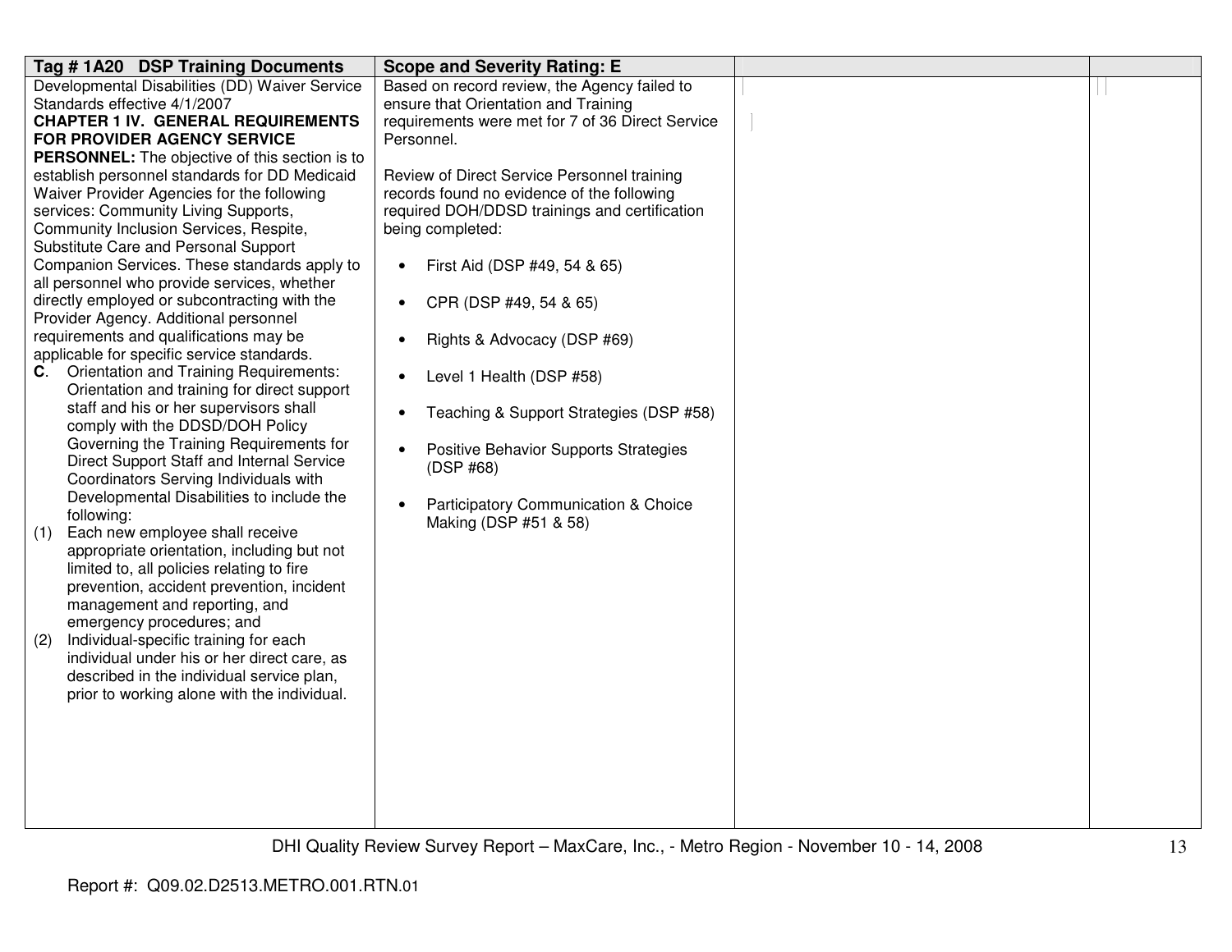| Tag # 1A20 DSP Training Documents | Scope and Severity Rating: E | | |
|---|---|---|---|
| Developmental Disabilities (DD) Waiver Service Standards effective 4/1/2007<br>**CHAPTER 1 IV. GENERAL REQUIREMENTS FOR PROVIDER AGENCY SERVICE PERSONNEL:** The objective of this section is to establish personnel standards for DD Medicaid Waiver Provider Agencies for the following services: Community Living Supports, Community Inclusion Services, Respite, Substitute Care and Personal Support Companion Services. These standards apply to all personnel who provide services, whether directly employed or subcontracting with the Provider Agency. Additional personnel requirements and qualifications may be applicable for specific service standards.<br>**C**. Orientation and Training Requirements: Orientation and training for direct support staff and his or her supervisors shall comply with the DDSD/DOH Policy Governing the Training Requirements for Direct Support Staff and Internal Service Coordinators Serving Individuals with Developmental Disabilities to include the following:<br>(1) Each new employee shall receive appropriate orientation, including but not limited to, all policies relating to fire prevention, accident prevention, incident management and reporting, and emergency procedures; and<br>(2) Individual-specific training for each individual under his or her direct care, as described in the individual service plan, prior to working alone with the individual. | Based on record review, the Agency failed to ensure that Orientation and Training requirements were met for 7 of 36 Direct Service Personnel.<br><br>Review of Direct Service Personnel training records found no evidence of the following required DOH/DDSD trainings and certification being completed:<br><br>• First Aid (DSP #49, 54 & 65)<br>• CPR (DSP #49, 54 & 65)<br>• Rights & Advocacy (DSP #69)<br>• Level 1 Health (DSP #58)<br>• Teaching & Support Strategies (DSP #58)<br>• Positive Behavior Supports Strategies (DSP #68)<br>• Participatory Communication & Choice Making (DSP #51 & 58) | | |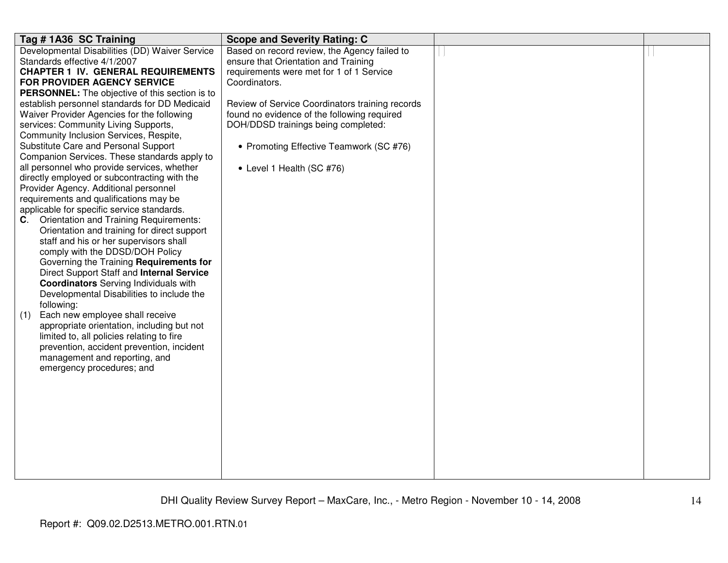| Tag # 1A36 SC Training | Scope and Severity Rating: C | | |
|---|---|---|---|
| Developmental Disabilities (DD) Waiver Service Standards effective 4/1/2007<br>**CHAPTER 1 IV. GENERAL REQUIREMENTS FOR PROVIDER AGENCY SERVICE PERSONNEL:** The objective of this section is to establish personnel standards for DD Medicaid Waiver Provider Agencies for the following services: Community Living Supports, Community Inclusion Services, Respite, Substitute Care and Personal Support Companion Services. These standards apply to all personnel who provide services, whether directly employed or subcontracting with the Provider Agency. Additional personnel requirements and qualifications may be applicable for specific service standards.<br>**C**. Orientation and Training Requirements: Orientation and training for direct support staff and his or her supervisors shall comply with the DDSD/DOH Policy Governing the Training **Requirements for** Direct Support Staff and **Internal Service Coordinators** Serving Individuals with Developmental Disabilities to include the following:<br>(1) Each new employee shall receive appropriate orientation, including but not limited to, all policies relating to fire prevention, accident prevention, incident management and reporting, and emergency procedures; and | Based on record review, the Agency failed to ensure that Orientation and Training requirements were met for 1 of 1 Service Coordinators.<br><br>Review of Service Coordinators training records found no evidence of the following required DOH/DDSD trainings being completed:<br><br>• Promoting Effective Teamwork (SC #76)<br><br>• Level 1 Health (SC #76) | | |

Report #: Q09.02.D2513.METRO.001.RTN.01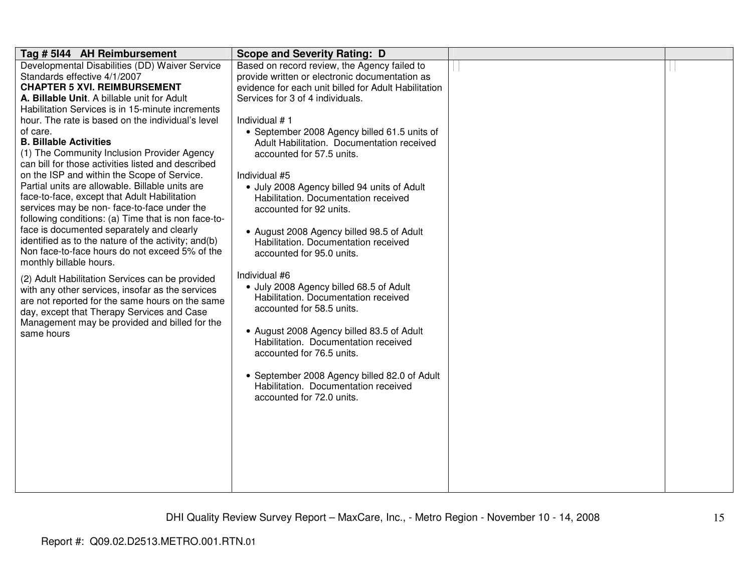| Tag # 5I44 AH Reimbursement | Scope and Severity Rating: D | | |
|---|---|---|---|
| Developmental Disabilities (DD) Waiver Service Standards effective 4/1/2007<br>**CHAPTER 5 XVI. REIMBURSEMENT**<br>**A. Billable Unit**. A billable unit for Adult Habilitation Services is in 15-minute increments hour. The rate is based on the individual's level of care.<br>**B. Billable Activities**<br>(1) The Community Inclusion Provider Agency can bill for those activities listed and described on the ISP and within the Scope of Service. Partial units are allowable. Billable units are face-to-face, except that Adult Habilitation services may be non- face-to-face under the following conditions: (a) Time that is non face-to-face is documented separately and clearly identified as to the nature of the activity; and(b) Non face-to-face hours do not exceed 5% of the monthly billable hours.<br><br>(2) Adult Habilitation Services can be provided with any other services, insofar as the services are not reported for the same hours on the same day, except that Therapy Services and Case Management may be provided and billed for the same hours | Based on record review, the Agency failed to provide written or electronic documentation as evidence for each unit billed for Adult Habilitation Services for 3 of 4 individuals.<br><br>Individual # 1<br>• September 2008 Agency billed 61.5 units of Adult Habilitation. Documentation received accounted for 57.5 units.<br><br>Individual #5<br>• July 2008 Agency billed 94 units of Adult Habilitation. Documentation received accounted for 92 units.<br><br>• August 2008 Agency billed 98.5 of Adult Habilitation. Documentation received accounted for 95.0 units.<br><br>Individual #6<br>• July 2008 Agency billed 68.5 of Adult Habilitation. Documentation received accounted for 58.5 units.<br><br>• August 2008 Agency billed 83.5 of Adult Habilitation. Documentation received accounted for 76.5 units.<br><br>• September 2008 Agency billed 82.0 of Adult Habilitation. Documentation received accounted for 72.0 units. | | |